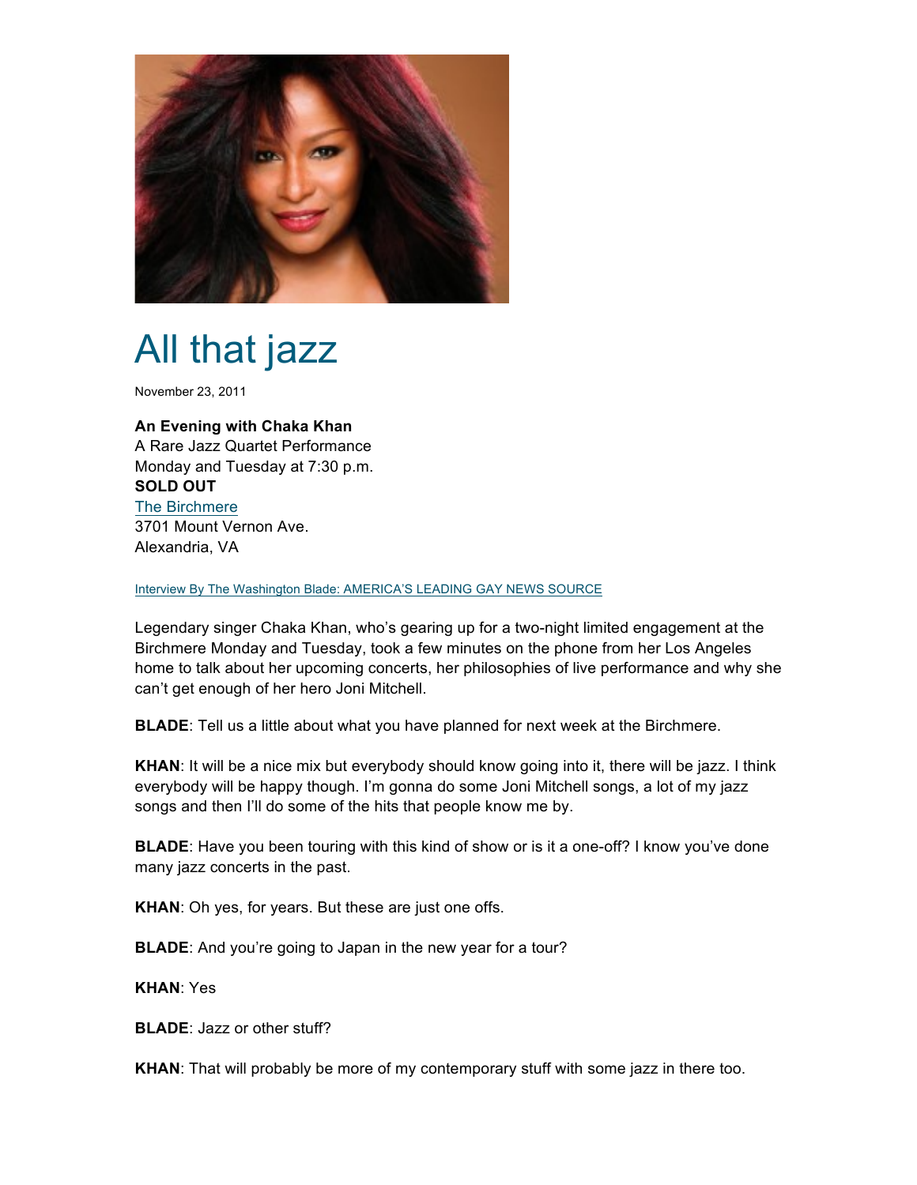# All that jazz

November 23, 2011

**An Evening with Chaka Khan**
A Rare Jazz Quartet Performance
Monday and Tuesday at 7:30 p.m.
**SOLD OUT**
The Birchmere
3701 Mount Vernon Ave.
Alexandria, VA

Interview By The Washington Blade: AMERICA'S LEADING GAY NEWS SOURCE

Legendary singer Chaka Khan, who's gearing up for a two-night limited engagement at the Birchmere Monday and Tuesday, took a few minutes on the phone from her Los Angeles home to talk about her upcoming concerts, her philosophies of live performance and why she can't get enough of her hero Joni Mitchell.

**BLADE**: Tell us a little about what you have planned for next week at the Birchmere.

**KHAN**: It will be a nice mix but everybody should know going into it, there will be jazz. I think everybody will be happy though. I'm gonna do some Joni Mitchell songs, a lot of my jazz songs and then I'll do some of the hits that people know me by.

**BLADE**: Have you been touring with this kind of show or is it a one-off? I know you've done many jazz concerts in the past.

**KHAN**: Oh yes, for years. But these are just one offs.

**BLADE**: And you're going to Japan in the new year for a tour?

**KHAN**: Yes

**BLADE**: Jazz or other stuff?

**KHAN**: That will probably be more of my contemporary stuff with some jazz in there too.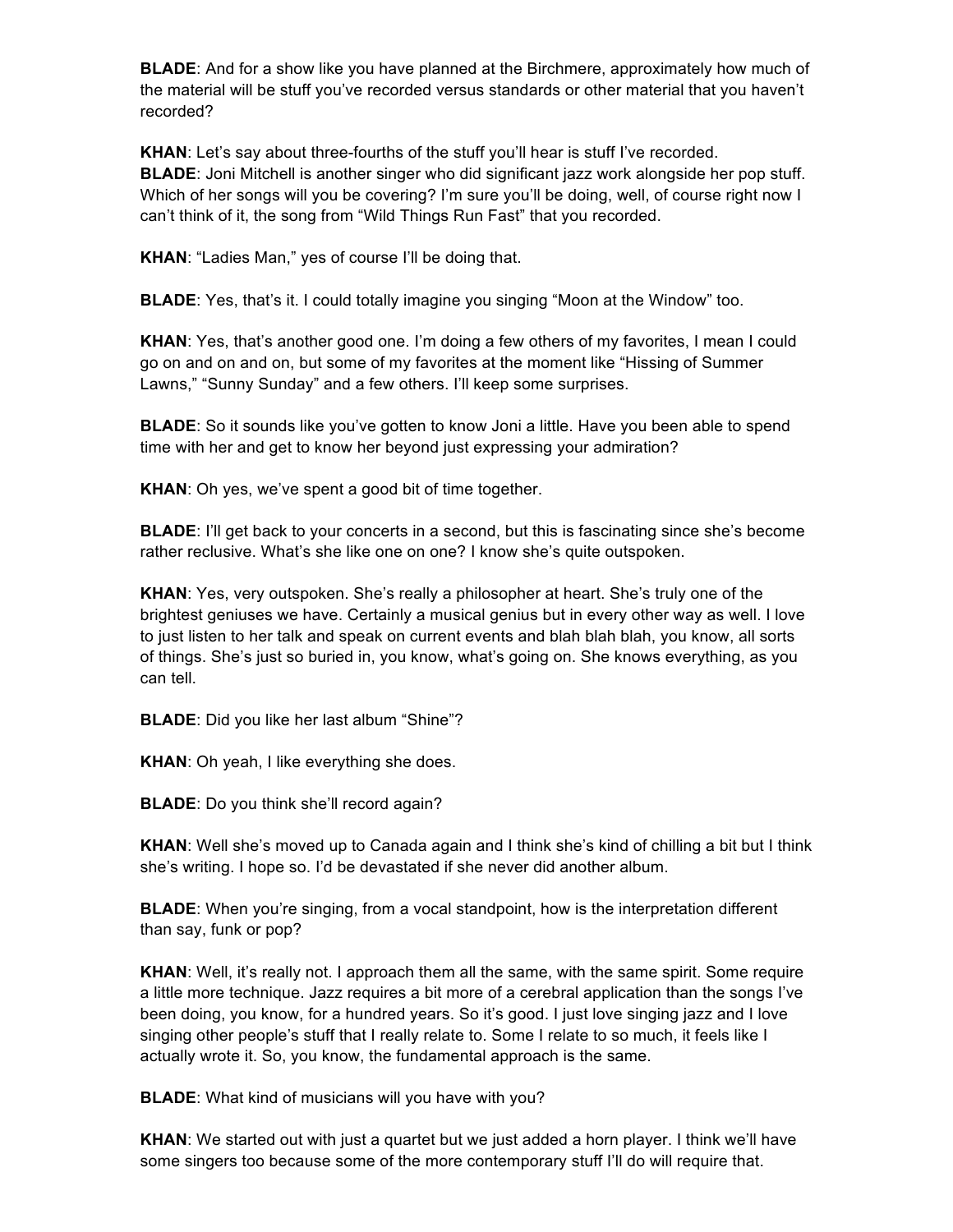**BLADE**: And for a show like you have planned at the Birchmere, approximately how much of the material will be stuff you've recorded versus standards or other material that you haven't recorded?

**KHAN**: Let's say about three-fourths of the stuff you'll hear is stuff I've recorded.
**BLADE**: Joni Mitchell is another singer who did significant jazz work alongside her pop stuff. Which of her songs will you be covering? I'm sure you'll be doing, well, of course right now I can't think of it, the song from "Wild Things Run Fast" that you recorded.

**KHAN**: "Ladies Man," yes of course I'll be doing that.

**BLADE**: Yes, that's it. I could totally imagine you singing "Moon at the Window" too.

**KHAN**: Yes, that's another good one. I'm doing a few others of my favorites, I mean I could go on and on and on, but some of my favorites at the moment like "Hissing of Summer Lawns," "Sunny Sunday" and a few others. I'll keep some surprises.

**BLADE**: So it sounds like you've gotten to know Joni a little. Have you been able to spend time with her and get to know her beyond just expressing your admiration?

**KHAN**: Oh yes, we've spent a good bit of time together.

**BLADE**: I'll get back to your concerts in a second, but this is fascinating since she's become rather reclusive. What's she like one on one? I know she's quite outspoken.

**KHAN**: Yes, very outspoken. She's really a philosopher at heart. She's truly one of the brightest geniuses we have. Certainly a musical genius but in every other way as well. I love to just listen to her talk and speak on current events and blah blah blah, you know, all sorts of things. She's just so buried in, you know, what's going on. She knows everything, as you can tell.

**BLADE**: Did you like her last album "Shine"?

**KHAN**: Oh yeah, I like everything she does.

**BLADE**: Do you think she'll record again?

**KHAN**: Well she's moved up to Canada again and I think she's kind of chilling a bit but I think she's writing. I hope so. I'd be devastated if she never did another album.

**BLADE**: When you're singing, from a vocal standpoint, how is the interpretation different than say, funk or pop?

**KHAN**: Well, it's really not. I approach them all the same, with the same spirit. Some require a little more technique. Jazz requires a bit more of a cerebral application than the songs I've been doing, you know, for a hundred years. So it's good. I just love singing jazz and I love singing other people's stuff that I really relate to. Some I relate to so much, it feels like I actually wrote it. So, you know, the fundamental approach is the same.

**BLADE**: What kind of musicians will you have with you?

**KHAN**: We started out with just a quartet but we just added a horn player. I think we'll have some singers too because some of the more contemporary stuff I'll do will require that.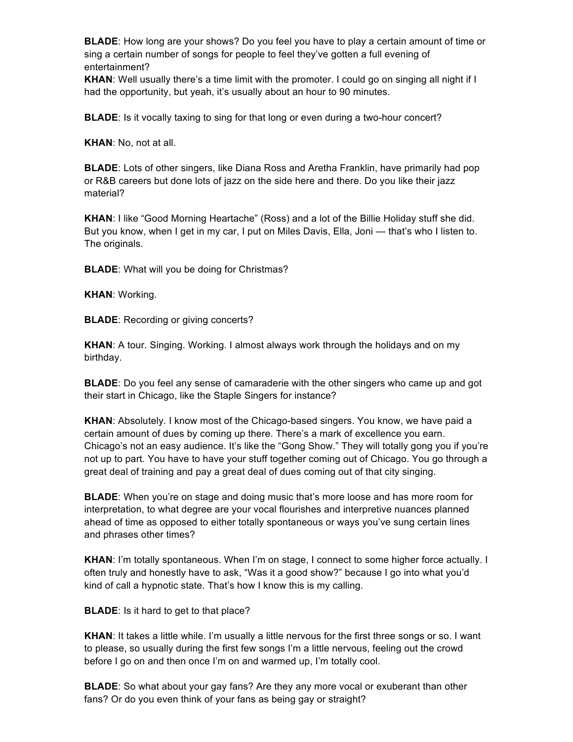**BLADE**: How long are your shows? Do you feel you have to play a certain amount of time or sing a certain number of songs for people to feel they've gotten a full evening of entertainment?
**KHAN**: Well usually there's a time limit with the promoter. I could go on singing all night if I had the opportunity, but yeah, it's usually about an hour to 90 minutes.

**BLADE**: Is it vocally taxing to sing for that long or even during a two-hour concert?

**KHAN**: No, not at all.

**BLADE**: Lots of other singers, like Diana Ross and Aretha Franklin, have primarily had pop or R&B careers but done lots of jazz on the side here and there. Do you like their jazz material?

**KHAN**: I like "Good Morning Heartache" (Ross) and a lot of the Billie Holiday stuff she did. But you know, when I get in my car, I put on Miles Davis, Ella, Joni — that's who I listen to. The originals.

**BLADE**: What will you be doing for Christmas?

**KHAN**: Working.

**BLADE**: Recording or giving concerts?

**KHAN**: A tour. Singing. Working. I almost always work through the holidays and on my birthday.

**BLADE**: Do you feel any sense of camaraderie with the other singers who came up and got their start in Chicago, like the Staple Singers for instance?

**KHAN**: Absolutely. I know most of the Chicago-based singers. You know, we have paid a certain amount of dues by coming up there. There's a mark of excellence you earn. Chicago's not an easy audience. It's like the "Gong Show." They will totally gong you if you're not up to part. You have to have your stuff together coming out of Chicago. You go through a great deal of training and pay a great deal of dues coming out of that city singing.

**BLADE**: When you're on stage and doing music that's more loose and has more room for interpretation, to what degree are your vocal flourishes and interpretive nuances planned ahead of time as opposed to either totally spontaneous or ways you've sung certain lines and phrases other times?

**KHAN**: I'm totally spontaneous. When I'm on stage, I connect to some higher force actually. I often truly and honestly have to ask, "Was it a good show?" because I go into what you'd kind of call a hypnotic state. That's how I know this is my calling.

**BLADE**: Is it hard to get to that place?

**KHAN**: It takes a little while. I'm usually a little nervous for the first three songs or so. I want to please, so usually during the first few songs I'm a little nervous, feeling out the crowd before I go on and then once I'm on and warmed up, I'm totally cool.

**BLADE**: So what about your gay fans? Are they any more vocal or exuberant than other fans? Or do you even think of your fans as being gay or straight?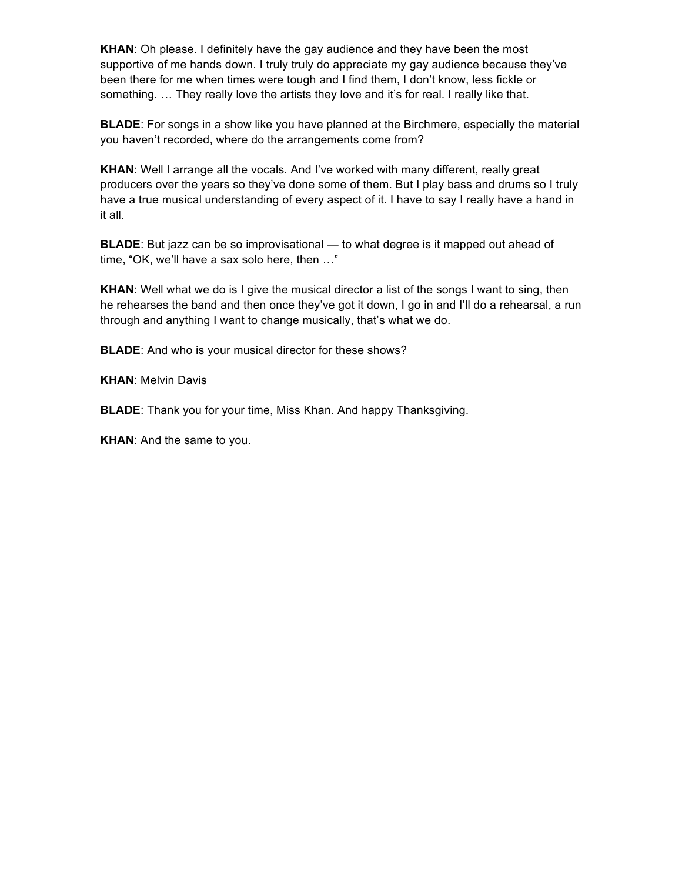**KHAN**: Oh please. I definitely have the gay audience and they have been the most supportive of me hands down. I truly truly do appreciate my gay audience because they've been there for me when times were tough and I find them, I don't know, less fickle or something. … They really love the artists they love and it's for real. I really like that.

**BLADE**: For songs in a show like you have planned at the Birchmere, especially the material you haven't recorded, where do the arrangements come from?

**KHAN**: Well I arrange all the vocals. And I've worked with many different, really great producers over the years so they've done some of them. But I play bass and drums so I truly have a true musical understanding of every aspect of it. I have to say I really have a hand in it all.

**BLADE**: But jazz can be so improvisational — to what degree is it mapped out ahead of time, "OK, we'll have a sax solo here, then …"

**KHAN**: Well what we do is I give the musical director a list of the songs I want to sing, then he rehearses the band and then once they've got it down, I go in and I'll do a rehearsal, a run through and anything I want to change musically, that's what we do.

**BLADE**: And who is your musical director for these shows?

**KHAN**: Melvin Davis

**BLADE**: Thank you for your time, Miss Khan. And happy Thanksgiving.

**KHAN**: And the same to you.